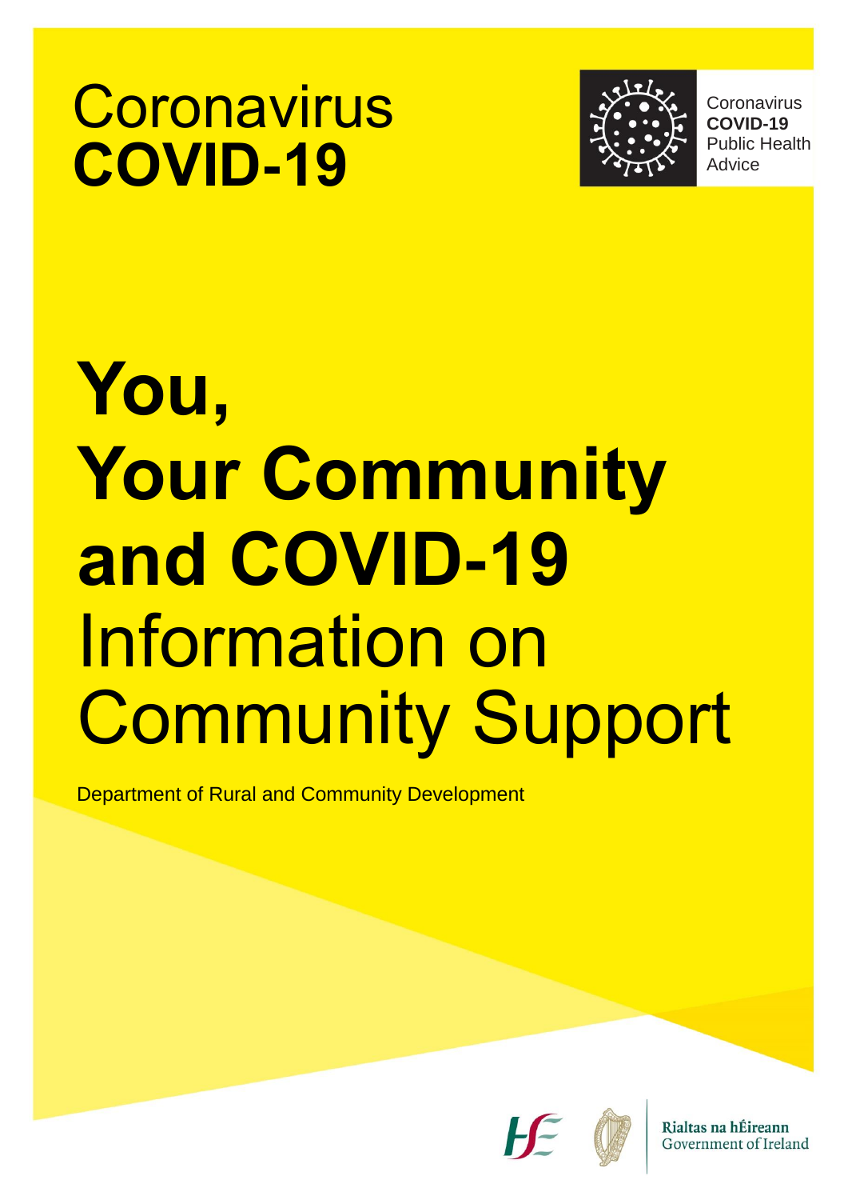# Coronavirus **COVID-19**

Coronavirus
**COVID-19**
Public Health
Advice

# **You, Your Community and COVID-19** Information on Community Support

Department of Rural and Community Development

Rialtas na hÉireann
Government of Ireland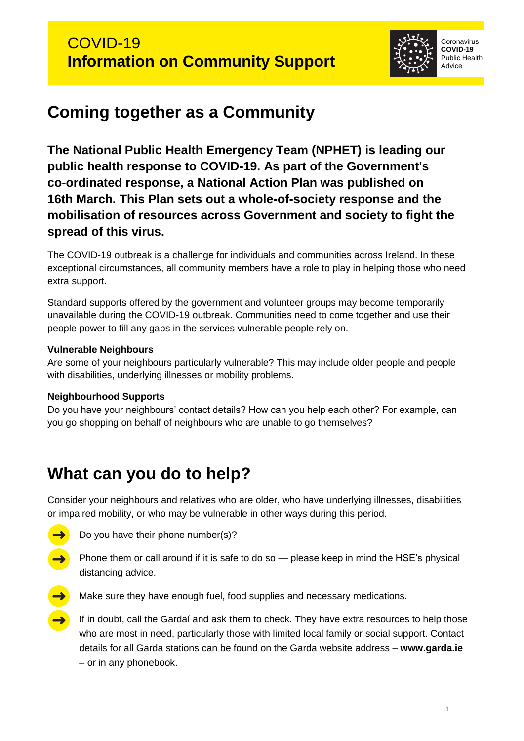# COVID-19
# Information on Community Support

Coronavirus
**COVID-19**
Public Health
Advice

## Coming together as a Community

**The National Public Health Emergency Team (NPHET) is leading our public health response to COVID-19. As part of the Government's co-ordinated response, a National Action Plan was published on 16th March. This Plan sets out a whole-of-society response and the mobilisation of resources across Government and society to fight the spread of this virus.**

The COVID-19 outbreak is a challenge for individuals and communities across Ireland. In these exceptional circumstances, all community members have a role to play in helping those who need extra support.

Standard supports offered by the government and volunteer groups may become temporarily unavailable during the COVID-19 outbreak. Communities need to come together and use their people power to fill any gaps in the services vulnerable people rely on.

**Vulnerable Neighbours**
Are some of your neighbours particularly vulnerable? This may include older people and people with disabilities, underlying illnesses or mobility problems.

**Neighbourhood Supports**
Do you have your neighbours' contact details? How can you help each other? For example, can you go shopping on behalf of neighbours who are unable to go themselves?

## What can you do to help?

Consider your neighbours and relatives who are older, who have underlying illnesses, disabilities or impaired mobility, or who may be vulnerable in other ways during this period.

- Do you have their phone number(s)?
- Phone them or call around if it is safe to do so — please keep in mind the HSE's physical distancing advice.
- Make sure they have enough fuel, food supplies and necessary medications.
- If in doubt, call the Gardaí and ask them to check. They have extra resources to help those who are most in need, particularly those with limited local family or social support. Contact details for all Garda stations can be found on the Garda website address – **www.garda.ie** – or in any phonebook.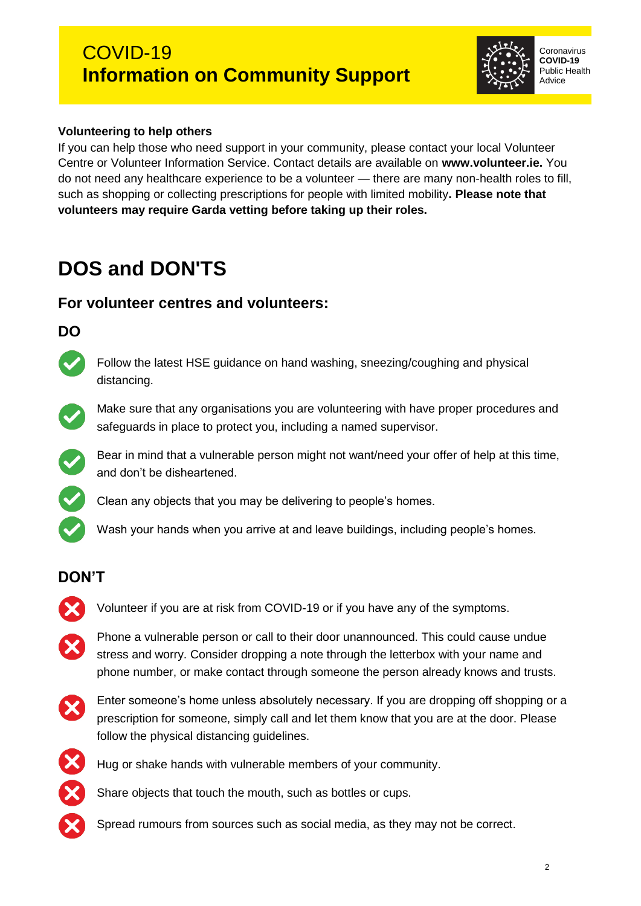# COVID-19
# **Information on Community Support**

Coronavirus
**COVID-19**
Public Health
Advice

**Volunteering to help others**

If you can help those who need support in your community, please contact your local Volunteer Centre or Volunteer Information Service. Contact details are available on **www.volunteer.ie.** You do not need any healthcare experience to be a volunteer — there are many non-health roles to fill, such as shopping or collecting prescriptions for people with limited mobility**. Please note that volunteers may require Garda vetting before taking up their roles.**

# DOS and DON'TS

## For volunteer centres and volunteers:

### DO

- ✔ Follow the latest HSE guidance on hand washing, sneezing/coughing and physical distancing.
- ✔ Make sure that any organisations you are volunteering with have proper procedures and safeguards in place to protect you, including a named supervisor.
- ✔ Bear in mind that a vulnerable person might not want/need your offer of help at this time, and don't be disheartened.
- ✔ Clean any objects that you may be delivering to people's homes.
- ✔ Wash your hands when you arrive at and leave buildings, including people's homes.

### DON'T

- ✖ Volunteer if you are at risk from COVID-19 or if you have any of the symptoms.
- ✖ Phone a vulnerable person or call to their door unannounced. This could cause undue stress and worry. Consider dropping a note through the letterbox with your name and phone number, or make contact through someone the person already knows and trusts.
- ✖ Enter someone's home unless absolutely necessary. If you are dropping off shopping or a prescription for someone, simply call and let them know that you are at the door. Please follow the physical distancing guidelines.
- ✖ Hug or shake hands with vulnerable members of your community.
- ✖ Share objects that touch the mouth, such as bottles or cups.
- ✖ Spread rumours from sources such as social media, as they may not be correct.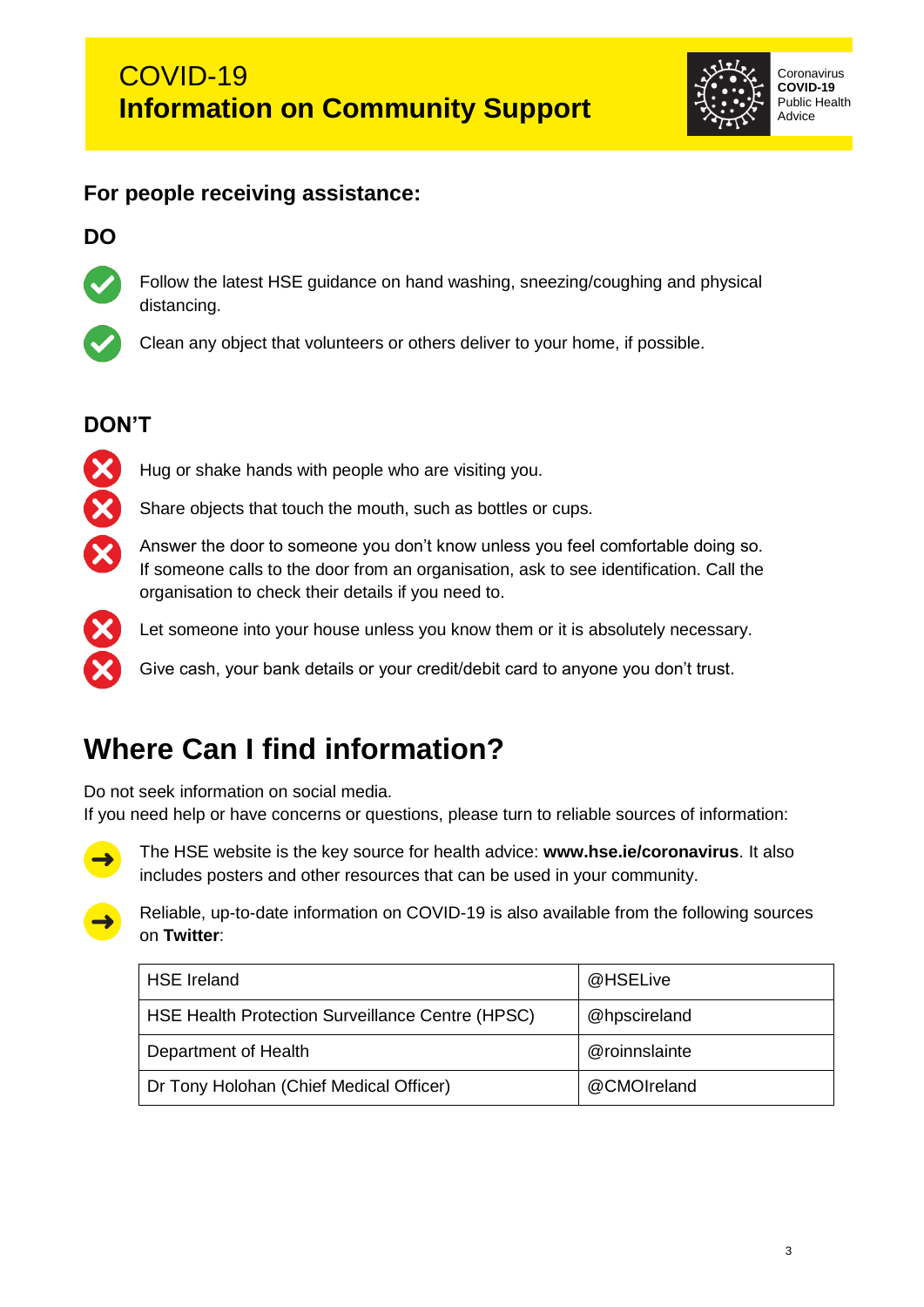# COVID-19
# Information on Community Support

Coronavirus
**COVID-19**
Public Health
Advice

## For people receiving assistance:

### DO

- Follow the latest HSE guidance on hand washing, sneezing/coughing and physical distancing.
- Clean any object that volunteers or others deliver to your home, if possible.

### DON'T

- Hug or shake hands with people who are visiting you.
- Share objects that touch the mouth, such as bottles or cups.
- Answer the door to someone you don't know unless you feel comfortable doing so. If someone calls to the door from an organisation, ask to see identification. Call the organisation to check their details if you need to.
- Let someone into your house unless you know them or it is absolutely necessary.
- Give cash, your bank details or your credit/debit card to anyone you don't trust.

## Where Can I find information?

Do not seek information on social media.
If you need help or have concerns or questions, please turn to reliable sources of information:

- The HSE website is the key source for health advice: **www.hse.ie/coronavirus**. It also includes posters and other resources that can be used in your community.
- Reliable, up-to-date information on COVID-19 is also available from the following sources on **Twitter**:

| HSE Ireland | @HSELive |
|---|---|
| HSE Health Protection Surveillance Centre (HPSC) | @hpscireland |
| Department of Health | @roinnslainte |
| Dr Tony Holohan (Chief Medical Officer) | @CMOIreland |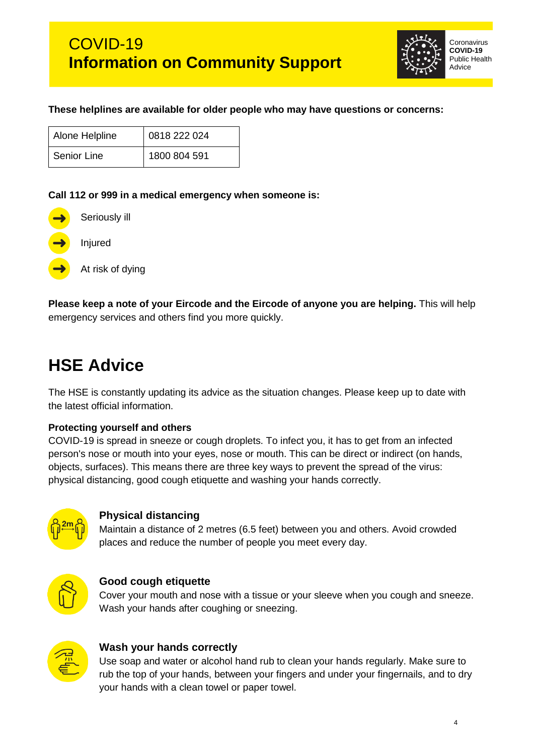# COVID-19
# Information on Community Support

Coronavirus
**COVID-19**
Public Health
Advice

**These helplines are available for older people who may have questions or concerns:**

| Alone Helpline | 0818 222 024 |
|---|---|
| Senior Line | 1800 804 591 |

**Call 112 or 999 in a medical emergency when someone is:**

- Seriously ill
- Injured
- At risk of dying

**Please keep a note of your Eircode and the Eircode of anyone you are helping.** This will help emergency services and others find you more quickly.

## HSE Advice

The HSE is constantly updating its advice as the situation changes. Please keep up to date with the latest official information.

**Protecting yourself and others**
COVID-19 is spread in sneeze or cough droplets. To infect you, it has to get from an infected person's nose or mouth into your eyes, nose or mouth. This can be direct or indirect (on hands, objects, surfaces). This means there are three key ways to prevent the spread of the virus: physical distancing, good cough etiquette and washing your hands correctly.

**Physical distancing**
Maintain a distance of 2 metres (6.5 feet) between you and others. Avoid crowded places and reduce the number of people you meet every day.

**Good cough etiquette**
Cover your mouth and nose with a tissue or your sleeve when you cough and sneeze. Wash your hands after coughing or sneezing.

**Wash your hands correctly**
Use soap and water or alcohol hand rub to clean your hands regularly. Make sure to rub the top of your hands, between your fingers and under your fingernails, and to dry your hands with a clean towel or paper towel.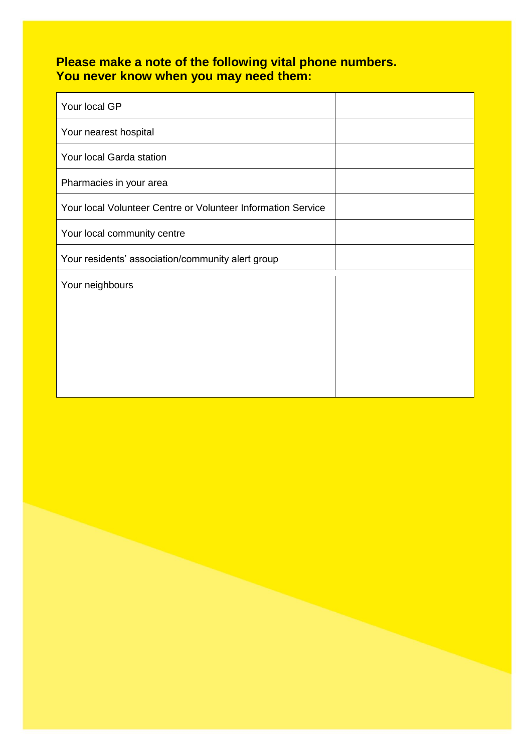**Please make a note of the following vital phone numbers.**
**You never know when you may need them:**

| | |
|---|---|
| Your local GP | |
| Your nearest hospital | |
| Your local Garda station | |
| Pharmacies in your area | |
| Your local Volunteer Centre or Volunteer Information Service | |
| Your local community centre | |
| Your residents' association/community alert group | |
| Your neighbours | |